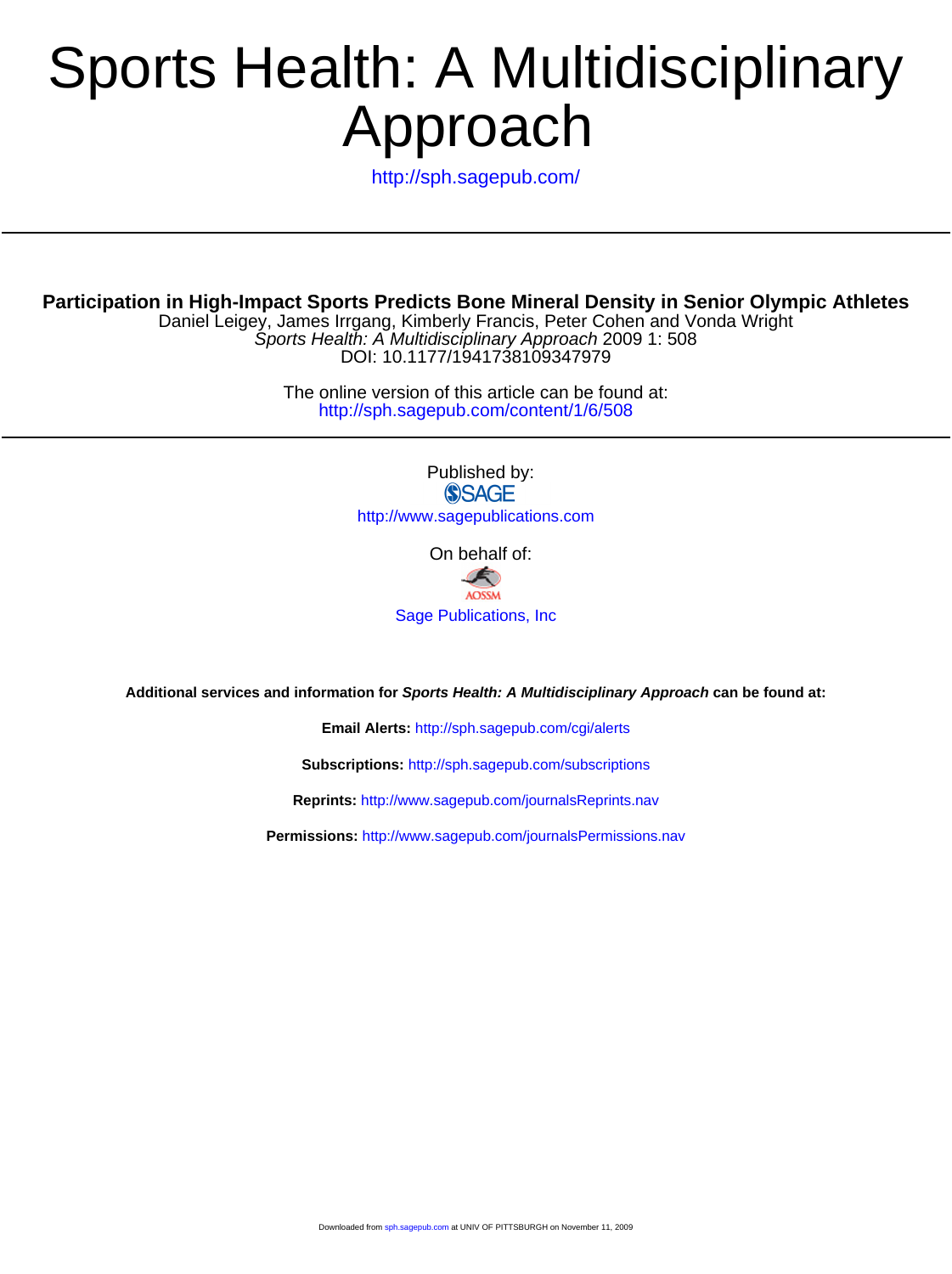# Sports Health: A Multidisciplinary Approach

http://sph.sagepub.com/

## Participation in High-Impact Sports Predicts Bone Mineral Density in Senior Olympic Athletes

Daniel Leigey, James Irrgang, Kimberly Francis, Peter Cohen and Vonda Wright
*Sports Health: A Multidisciplinary Approach* 2009 1: 508
DOI: 10.1177/1941738109347979

The online version of this article can be found at:
http://sph.sagepub.com/content/1/6/508

Published by:
SAGE
http://www.sagepublications.com

On behalf of:
AOSSM
Sage Publications, Inc

**Additional services and information for *Sports Health: A Multidisciplinary Approach* can be found at:**

**Email Alerts:** http://sph.sagepub.com/cgi/alerts

**Subscriptions:** http://sph.sagepub.com/subscriptions

**Reprints:** http://www.sagepub.com/journalsReprints.nav

**Permissions:** http://www.sagepub.com/journalsPermissions.nav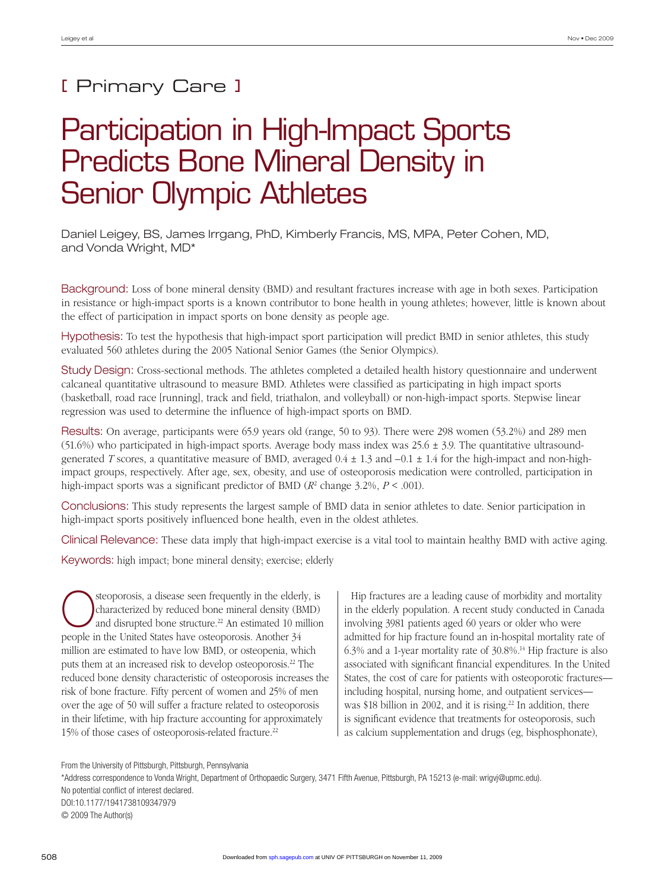# [ Primary Care ]

# Participation in High-Impact Sports Predicts Bone Mineral Density in Senior Olympic Athletes

Daniel Leigey, BS, James Irrgang, PhD, Kimberly Francis, MS, MPA, Peter Cohen, MD, and Vonda Wright, MD*

**Background:** Loss of bone mineral density (BMD) and resultant fractures increase with age in both sexes. Participation in resistance or high-impact sports is a known contributor to bone health in young athletes; however, little is known about the effect of participation in impact sports on bone density as people age.

**Hypothesis:** To test the hypothesis that high-impact sport participation will predict BMD in senior athletes, this study evaluated 560 athletes during the 2005 National Senior Games (the Senior Olympics).

**Study Design:** Cross-sectional methods. The athletes completed a detailed health history questionnaire and underwent calcaneal quantitative ultrasound to measure BMD. Athletes were classified as participating in high impact sports (basketball, road race [running], track and field, triathalon, and volleyball) or non-high-impact sports. Stepwise linear regression was used to determine the influence of high-impact sports on BMD.

**Results:** On average, participants were 65.9 years old (range, 50 to 93). There were 298 women (53.2%) and 289 men (51.6%) who participated in high-impact sports. Average body mass index was 25.6 ± 3.9. The quantitative ultrasound-generated *T* scores, a quantitative measure of BMD, averaged 0.4 ± 1.3 and –0.1 ± 1.4 for the high-impact and non-high-impact groups, respectively. After age, sex, obesity, and use of osteoporosis medication were controlled, participation in high-impact sports was a significant predictor of BMD ($R^2$ change 3.2%, $P < .001$).

**Conclusions:** This study represents the largest sample of BMD data in senior athletes to date. Senior participation in high-impact sports positively influenced bone health, even in the oldest athletes.

**Clinical Relevance:** These data imply that high-impact exercise is a vital tool to maintain healthy BMD with active aging.

**Keywords:** high impact; bone mineral density; exercise; elderly

Osteoporosis, a disease seen frequently in the elderly, is characterized by reduced bone mineral density (BMD) and disrupted bone structure.[22] An estimated 10 million people in the United States have osteoporosis. Another 34 million are estimated to have low BMD, or osteopenia, which puts them at an increased risk to develop osteoporosis.[22] The reduced bone density characteristic of osteoporosis increases the risk of bone fracture. Fifty percent of women and 25% of men over the age of 50 will suffer a fracture related to osteoporosis in their lifetime, with hip fracture accounting for approximately 15% of those cases of osteoporosis-related fracture.[22]

Hip fractures are a leading cause of morbidity and mortality in the elderly population. A recent study conducted in Canada involving 3981 patients aged 60 years or older who were admitted for hip fracture found an in-hospital mortality rate of 6.3% and a 1-year mortality rate of 30.8%.[14] Hip fracture is also associated with significant financial expenditures. In the United States, the cost of care for patients with osteoporotic fractures—including hospital, nursing home, and outpatient services—was $18 billion in 2002, and it is rising.[22] In addition, there is significant evidence that treatments for osteoporosis, such as calcium supplementation and drugs (eg, bisphosphonate),

From the University of Pittsburgh, Pittsburgh, Pennsylvania

*Address correspondence to Vonda Wright, Department of Orthopaedic Surgery, 3471 Fifth Avenue, Pittsburgh, PA 15213 (e-mail: wrigvj@upmc.edu).

No potential conflict of interest declared.

DOI:10.1177/1941738109347979

© 2009 The Author(s)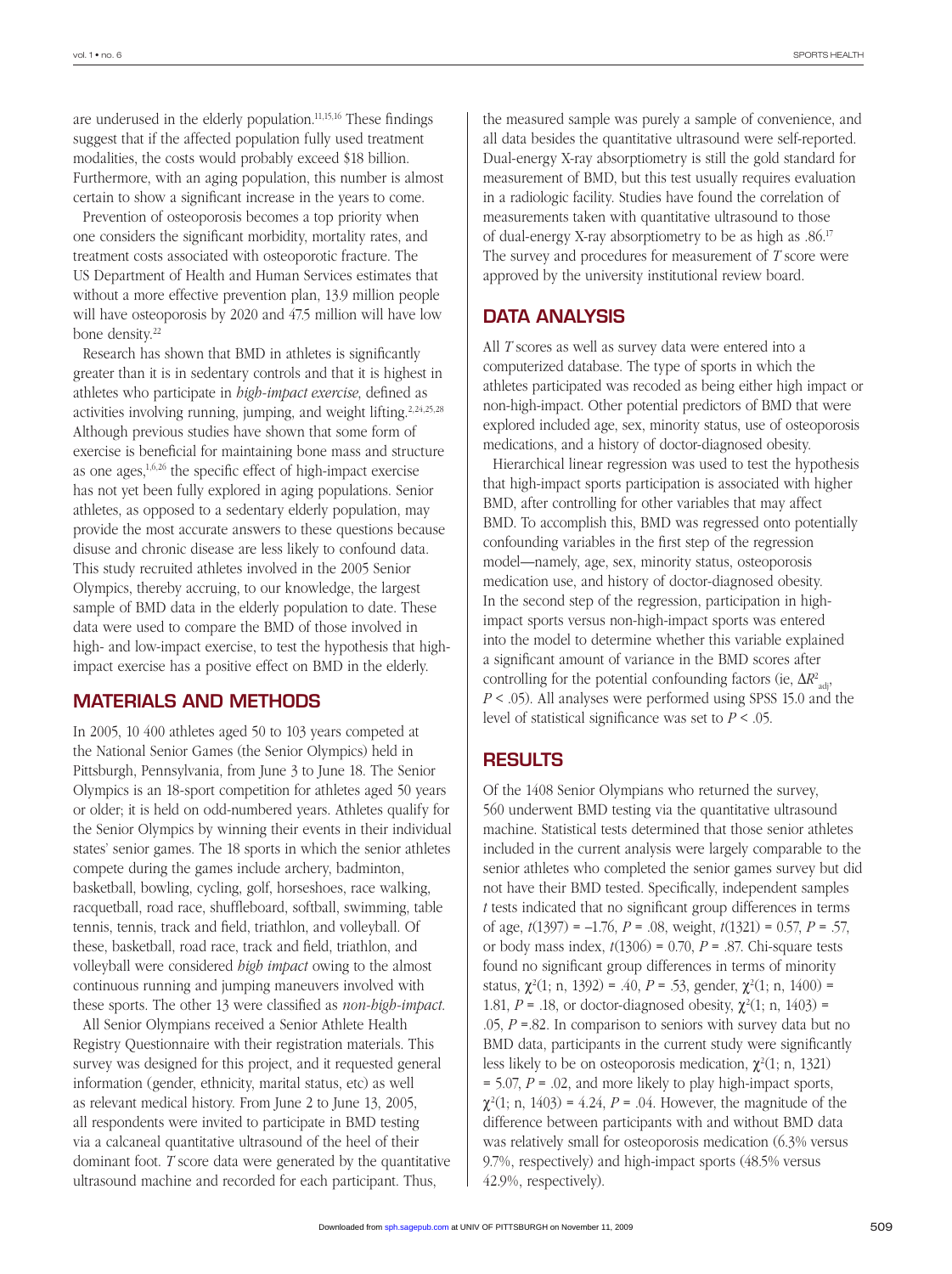are underused in the elderly population.[11,15,16] These findings suggest that if the affected population fully used treatment modalities, the costs would probably exceed $18 billion. Furthermore, with an aging population, this number is almost certain to show a significant increase in the years to come.

Prevention of osteoporosis becomes a top priority when one considers the significant morbidity, mortality rates, and treatment costs associated with osteoporotic fracture. The US Department of Health and Human Services estimates that without a more effective prevention plan, 13.9 million people will have osteoporosis by 2020 and 47.5 million will have low bone density.[22]

Research has shown that BMD in athletes is significantly greater than it is in sedentary controls and that it is highest in athletes who participate in *high-impact exercise*, defined as activities involving running, jumping, and weight lifting.[2,24,25,28] Although previous studies have shown that some form of exercise is beneficial for maintaining bone mass and structure as one ages,[1,6,26] the specific effect of high-impact exercise has not yet been fully explored in aging populations. Senior athletes, as opposed to a sedentary elderly population, may provide the most accurate answers to these questions because disuse and chronic disease are less likely to confound data. This study recruited athletes involved in the 2005 Senior Olympics, thereby accruing, to our knowledge, the largest sample of BMD data in the elderly population to date. These data were used to compare the BMD of those involved in high- and low-impact exercise, to test the hypothesis that high-impact exercise has a positive effect on BMD in the elderly.

## MATERIALS AND METHODS

In 2005, 10 400 athletes aged 50 to 103 years competed at the National Senior Games (the Senior Olympics) held in Pittsburgh, Pennsylvania, from June 3 to June 18. The Senior Olympics is an 18-sport competition for athletes aged 50 years or older; it is held on odd-numbered years. Athletes qualify for the Senior Olympics by winning their events in their individual states' senior games. The 18 sports in which the senior athletes compete during the games include archery, badminton, basketball, bowling, cycling, golf, horseshoes, race walking, racquetball, road race, shuffleboard, softball, swimming, table tennis, tennis, track and field, triathlon, and volleyball. Of these, basketball, road race, track and field, triathlon, and volleyball were considered *high impact* owing to the almost continuous running and jumping maneuvers involved with these sports. The other 13 were classified as *non-high-impact.*

All Senior Olympians received a Senior Athlete Health Registry Questionnaire with their registration materials. This survey was designed for this project, and it requested general information (gender, ethnicity, marital status, etc) as well as relevant medical history. From June 2 to June 13, 2005, all respondents were invited to participate in BMD testing via a calcaneal quantitative ultrasound of the heel of their dominant foot. *T* score data were generated by the quantitative ultrasound machine and recorded for each participant. Thus, the measured sample was purely a sample of convenience, and all data besides the quantitative ultrasound were self-reported. Dual-energy X-ray absorptiometry is still the gold standard for measurement of BMD, but this test usually requires evaluation in a radiologic facility. Studies have found the correlation of measurements taken with quantitative ultrasound to those of dual-energy X-ray absorptiometry to be as high as .86.[17] The survey and procedures for measurement of *T* score were approved by the university institutional review board.

## DATA ANALYSIS

All *T* scores as well as survey data were entered into a computerized database. The type of sports in which the athletes participated was recoded as being either high impact or non-high-impact. Other potential predictors of BMD that were explored included age, sex, minority status, use of osteoporosis medications, and a history of doctor-diagnosed obesity.

Hierarchical linear regression was used to test the hypothesis that high-impact sports participation is associated with higher BMD, after controlling for other variables that may affect BMD. To accomplish this, BMD was regressed onto potentially confounding variables in the first step of the regression model—namely, age, sex, minority status, osteoporosis medication use, and history of doctor-diagnosed obesity. In the second step of the regression, participation in high-impact sports versus non-high-impact sports was entered into the model to determine whether this variable explained a significant amount of variance in the BMD scores after controlling for the potential confounding factors (ie, $\Delta R^2_{adj}$, $P < .05$). All analyses were performed using SPSS 15.0 and the level of statistical significance was set to $P < .05$.

## RESULTS

Of the 1408 Senior Olympians who returned the survey, 560 underwent BMD testing via the quantitative ultrasound machine. Statistical tests determined that those senior athletes included in the current analysis were largely comparable to the senior athletes who completed the senior games survey but did not have their BMD tested. Specifically, independent samples *t* tests indicated that no significant group differences in terms of age, $t(1397) = -1.76$, $P = .08$, weight, $t(1321) = 0.57$, $P = .57$, or body mass index, $t(1306) = 0.70$, $P = .87$. Chi-square tests found no significant group differences in terms of minority status, $\chi^2(1; n, 1392) = .40$, $P = .53$, gender, $\chi^2(1; n, 1400) = 1.81$, $P = .18$, or doctor-diagnosed obesity, $\chi^2(1; n, 1403) = .05$, $P = .82$. In comparison to seniors with survey data but no BMD data, participants in the current study were significantly less likely to be on osteoporosis medication, $\chi^2(1; n, 1321) = 5.07$, $P = .02$, and more likely to play high-impact sports, $\chi^2(1; n, 1403) = 4.24$, $P = .04$. However, the magnitude of the difference between participants with and without BMD data was relatively small for osteoporosis medication (6.3% versus 9.7%, respectively) and high-impact sports (48.5% versus 42.9%, respectively).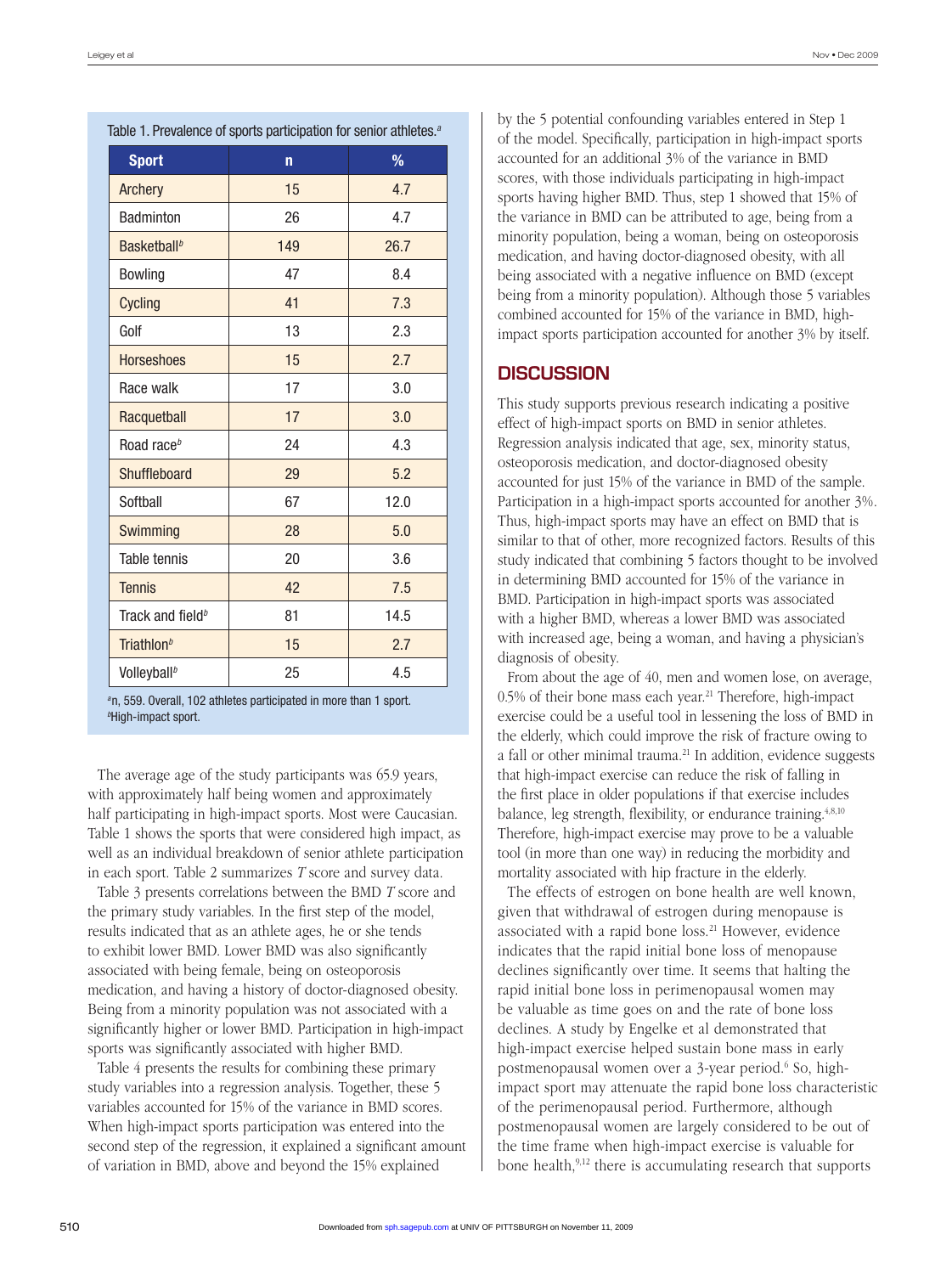Table 1. Prevalence of sports participation for senior athletes.[a]

| Sport | n | % |
|---|---|---|
| Archery | 15 | 4.7 |
| Badminton | 26 | 4.7 |
| Basketball[b] | 149 | 26.7 |
| Bowling | 47 | 8.4 |
| Cycling | 41 | 7.3 |
| Golf | 13 | 2.3 |
| Horseshoes | 15 | 2.7 |
| Race walk | 17 | 3.0 |
| Racquetball | 17 | 3.0 |
| Road race[b] | 24 | 4.3 |
| Shuffleboard | 29 | 5.2 |
| Softball | 67 | 12.0 |
| Swimming | 28 | 5.0 |
| Table tennis | 20 | 3.6 |
| Tennis | 42 | 7.5 |
| Track and field[b] | 81 | 14.5 |
| Triathlon[b] | 15 | 2.7 |
| Volleyball[b] | 25 | 4.5 |

[a]n, 559. Overall, 102 athletes participated in more than 1 sport.
[b]High-impact sport.

The average age of the study participants was 65.9 years, with approximately half being women and approximately half participating in high-impact sports. Most were Caucasian. Table 1 shows the sports that were considered high impact, as well as an individual breakdown of senior athlete participation in each sport. Table 2 summarizes *T* score and survey data.

Table 3 presents correlations between the BMD *T* score and the primary study variables. In the first step of the model, results indicated that as an athlete ages, he or she tends to exhibit lower BMD. Lower BMD was also significantly associated with being female, being on osteoporosis medication, and having a history of doctor-diagnosed obesity. Being from a minority population was not associated with a significantly higher or lower BMD. Participation in high-impact sports was significantly associated with higher BMD.

Table 4 presents the results for combining these primary study variables into a regression analysis. Together, these 5 variables accounted for 15% of the variance in BMD scores. When high-impact sports participation was entered into the second step of the regression, it explained a significant amount of variation in BMD, above and beyond the 15% explained by the 5 potential confounding variables entered in Step 1 of the model. Specifically, participation in high-impact sports accounted for an additional 3% of the variance in BMD scores, with those individuals participating in high-impact sports having higher BMD. Thus, step 1 showed that 15% of the variance in BMD can be attributed to age, being from a minority population, being a woman, being on osteoporosis medication, and having doctor-diagnosed obesity, with all being associated with a negative influence on BMD (except being from a minority population). Although those 5 variables combined accounted for 15% of the variance in BMD, high-impact sports participation accounted for another 3% by itself.

## DISCUSSION

This study supports previous research indicating a positive effect of high-impact sports on BMD in senior athletes. Regression analysis indicated that age, sex, minority status, osteoporosis medication, and doctor-diagnosed obesity accounted for just 15% of the variance in BMD of the sample. Participation in a high-impact sports accounted for another 3%. Thus, high-impact sports may have an effect on BMD that is similar to that of other, more recognized factors. Results of this study indicated that combining 5 factors thought to be involved in determining BMD accounted for 15% of the variance in BMD. Participation in high-impact sports was associated with a higher BMD, whereas a lower BMD was associated with increased age, being a woman, and having a physician's diagnosis of obesity.

From about the age of 40, men and women lose, on average, 0.5% of their bone mass each year.[21] Therefore, high-impact exercise could be a useful tool in lessening the loss of BMD in the elderly, which could improve the risk of fracture owing to a fall or other minimal trauma.[21] In addition, evidence suggests that high-impact exercise can reduce the risk of falling in the first place in older populations if that exercise includes balance, leg strength, flexibility, or endurance training.[4,8,10] Therefore, high-impact exercise may prove to be a valuable tool (in more than one way) in reducing the morbidity and mortality associated with hip fracture in the elderly.

The effects of estrogen on bone health are well known, given that withdrawal of estrogen during menopause is associated with a rapid bone loss.[21] However, evidence indicates that the rapid initial bone loss of menopause declines significantly over time. It seems that halting the rapid initial bone loss in perimenopausal women may be valuable as time goes on and the rate of bone loss declines. A study by Engelke et al demonstrated that high-impact exercise helped sustain bone mass in early postmenopausal women over a 3-year period.[6] So, high-impact sport may attenuate the rapid bone loss characteristic of the perimenopausal period. Furthermore, although postmenopausal women are largely considered to be out of the time frame when high-impact exercise is valuable for bone health,[9,12] there is accumulating research that supports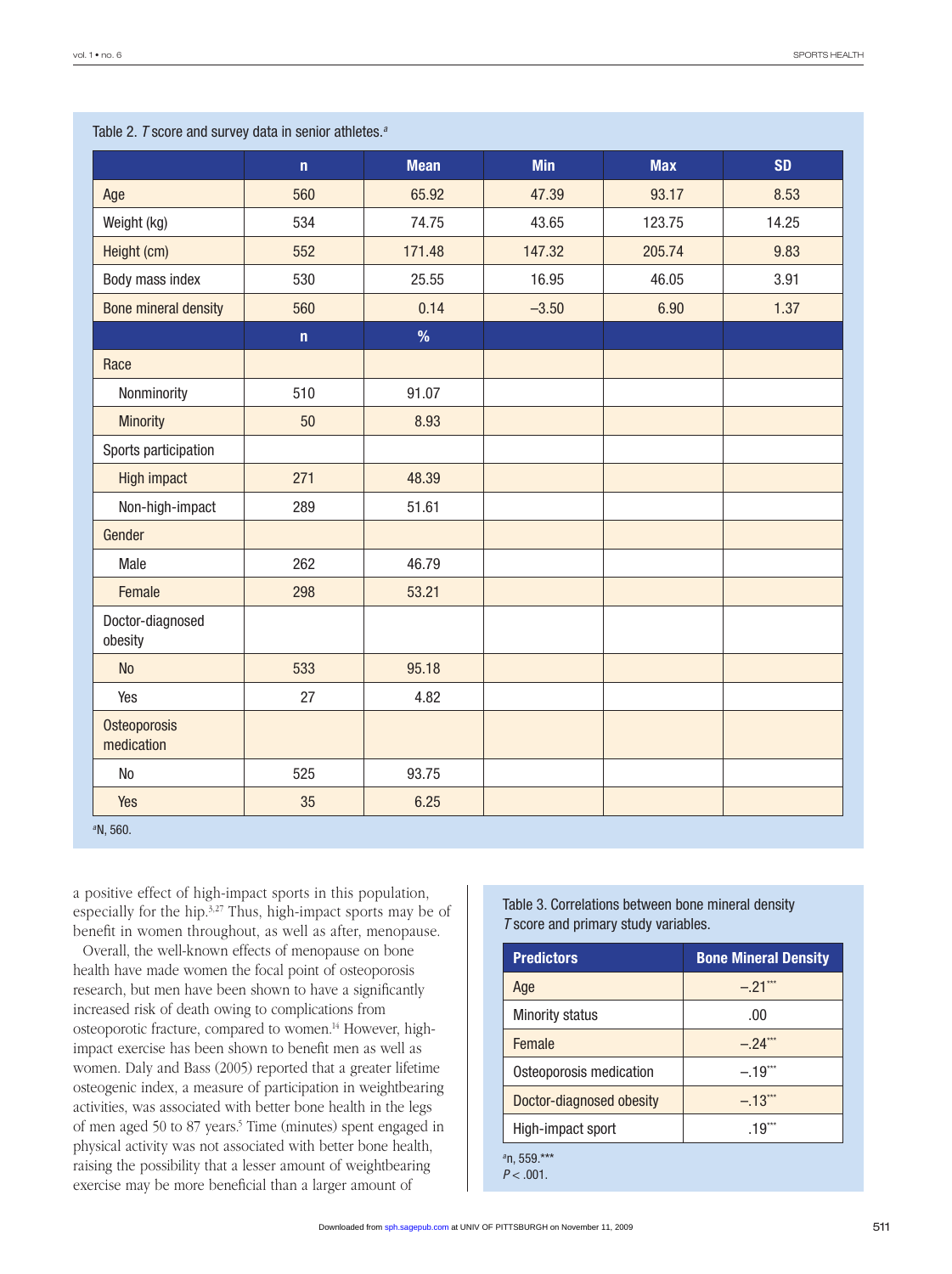Table 2. *T* score and survey data in senior athletes.[a]

| | n | Mean | Min | Max | SD |
|---|---|---|---|---|---|
| Age | 560 | 65.92 | 47.39 | 93.17 | 8.53 |
| Weight (kg) | 534 | 74.75 | 43.65 | 123.75 | 14.25 |
| Height (cm) | 552 | 171.48 | 147.32 | 205.74 | 9.83 |
| Body mass index | 530 | 25.55 | 16.95 | 46.05 | 3.91 |
| Bone mineral density | 560 | 0.14 | –3.50 | 6.90 | 1.37 |
| | **n** | **%** | | | |
| Race | | | | | |
| Nonminority | 510 | 91.07 | | | |
| Minority | 50 | 8.93 | | | |
| Sports participation | | | | | |
| High impact | 271 | 48.39 | | | |
| Non-high-impact | 289 | 51.61 | | | |
| Gender | | | | | |
| Male | 262 | 46.79 | | | |
| Female | 298 | 53.21 | | | |
| Doctor-diagnosed obesity | | | | | |
| No | 533 | 95.18 | | | |
| Yes | 27 | 4.82 | | | |
| Osteoporosis medication | | | | | |
| No | 525 | 93.75 | | | |
| Yes | 35 | 6.25 | | | |

[a]N, 560.

a positive effect of high-impact sports in this population, especially for the hip.[3,27] Thus, high-impact sports may be of benefit in women throughout, as well as after, menopause.

Overall, the well-known effects of menopause on bone health have made women the focal point of osteoporosis research, but men have been shown to have a significantly increased risk of death owing to complications from osteoporotic fracture, compared to women.[14] However, high-impact exercise has been shown to benefit men as well as women. Daly and Bass (2005) reported that a greater lifetime osteogenic index, a measure of participation in weightbearing activities, was associated with better bone health in the legs of men aged 50 to 87 years.[5] Time (minutes) spent engaged in physical activity was not associated with better bone health, raising the possibility that a lesser amount of weightbearing exercise may be more beneficial than a larger amount of

Table 3. Correlations between bone mineral density *T* score and primary study variables.

| Predictors | Bone Mineral Density |
|---|---|
| Age | –.21*** |
| Minority status | .00 |
| Female | –.24*** |
| Osteoporosis medication | –.19*** |
| Doctor-diagnosed obesity | –.13*** |
| High-impact sport | .19*** |

[a]n, 559.***
$P < .001$.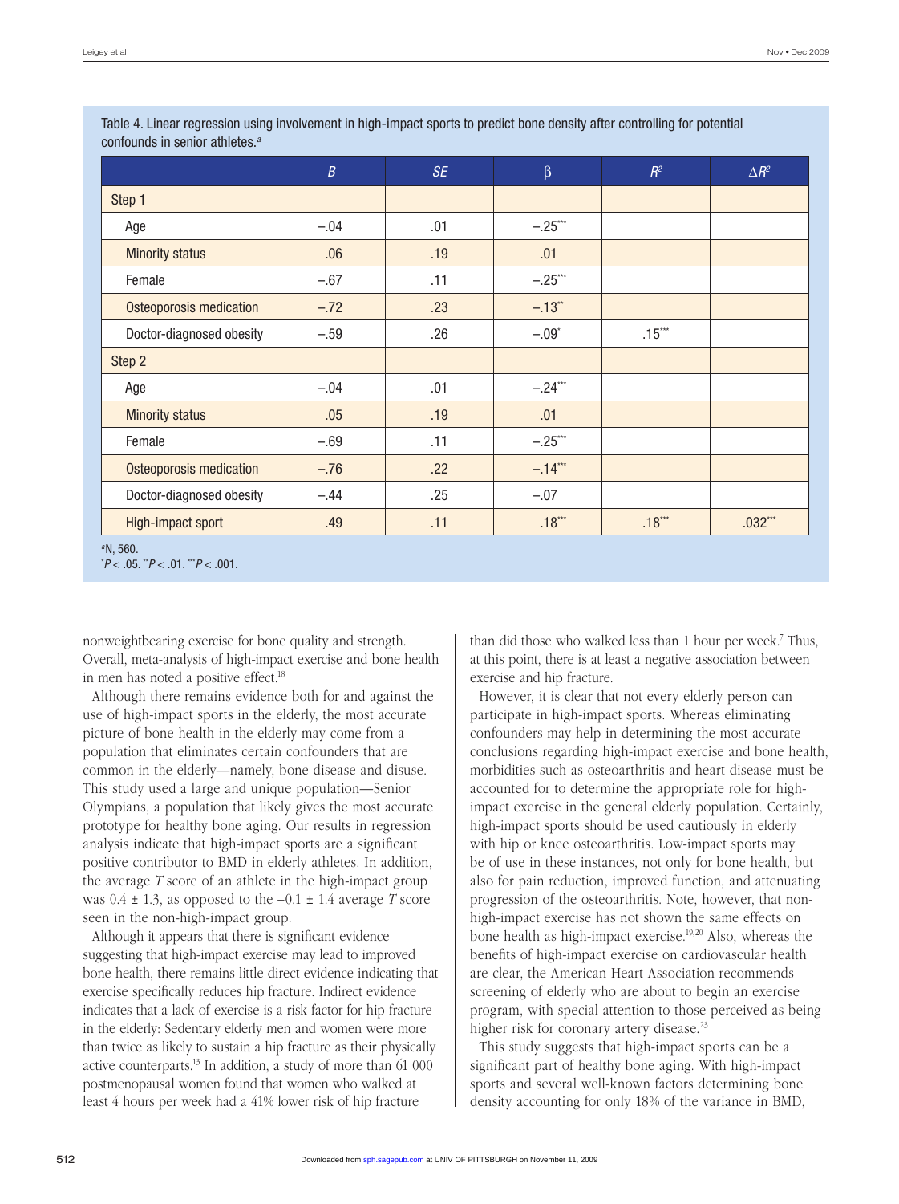Table 4. Linear regression using involvement in high-impact sports to predict bone density after controlling for potential confounds in senior athletes.[a]

| | $B$ | $SE$ | β | $R^2$ | $\Delta R^2$ |
|---|---|---|---|---|---|
| Step 1 | | | | | |
| Age | −.04 | .01 | −.25*** | | |
| Minority status | .06 | .19 | .01 | | |
| Female | −.67 | .11 | −.25*** | | |
| Osteoporosis medication | −.72 | .23 | −.13** | | |
| Doctor-diagnosed obesity | −.59 | .26 | −.09* | .15*** | |
| Step 2 | | | | | |
| Age | −.04 | .01 | −.24*** | | |
| Minority status | .05 | .19 | .01 | | |
| Female | −.69 | .11 | −.25*** | | |
| Osteoporosis medication | −.76 | .22 | −.14*** | | |
| Doctor-diagnosed obesity | −.44 | .25 | −.07 | | |
| High-impact sport | .49 | .11 | .18*** | .18*** | .032*** |

[a]N, 560.
*$P < .05$. **$P < .01$. ***$P < .001$.

nonweightbearing exercise for bone quality and strength. Overall, meta-analysis of high-impact exercise and bone health in men has noted a positive effect.[18]

Although there remains evidence both for and against the use of high-impact sports in the elderly, the most accurate picture of bone health in the elderly may come from a population that eliminates certain confounders that are common in the elderly—namely, bone disease and disuse. This study used a large and unique population—Senior Olympians, a population that likely gives the most accurate prototype for healthy bone aging. Our results in regression analysis indicate that high-impact sports are a significant positive contributor to BMD in elderly athletes. In addition, the average *T* score of an athlete in the high-impact group was 0.4 ± 1.3, as opposed to the −0.1 ± 1.4 average *T* score seen in the non-high-impact group.

Although it appears that there is significant evidence suggesting that high-impact exercise may lead to improved bone health, there remains little direct evidence indicating that exercise specifically reduces hip fracture. Indirect evidence indicates that a lack of exercise is a risk factor for hip fracture in the elderly: Sedentary elderly men and women were more than twice as likely to sustain a hip fracture as their physically active counterparts.[13] In addition, a study of more than 61 000 postmenopausal women found that women who walked at least 4 hours per week had a 41% lower risk of hip fracture than did those who walked less than 1 hour per week.[7] Thus, at this point, there is at least a negative association between exercise and hip fracture.

However, it is clear that not every elderly person can participate in high-impact sports. Whereas eliminating confounders may help in determining the most accurate conclusions regarding high-impact exercise and bone health, morbidities such as osteoarthritis and heart disease must be accounted for to determine the appropriate role for high-impact exercise in the general elderly population. Certainly, high-impact sports should be used cautiously in elderly with hip or knee osteoarthritis. Low-impact sports may be of use in these instances, not only for bone health, but also for pain reduction, improved function, and attenuating progression of the osteoarthritis. Note, however, that non-high-impact exercise has not shown the same effects on bone health as high-impact exercise.[19,20] Also, whereas the benefits of high-impact exercise on cardiovascular health are clear, the American Heart Association recommends screening of elderly who are about to begin an exercise program, with special attention to those perceived as being higher risk for coronary artery disease.[23]

This study suggests that high-impact sports can be a significant part of healthy bone aging. With high-impact sports and several well-known factors determining bone density accounting for only 18% of the variance in BMD,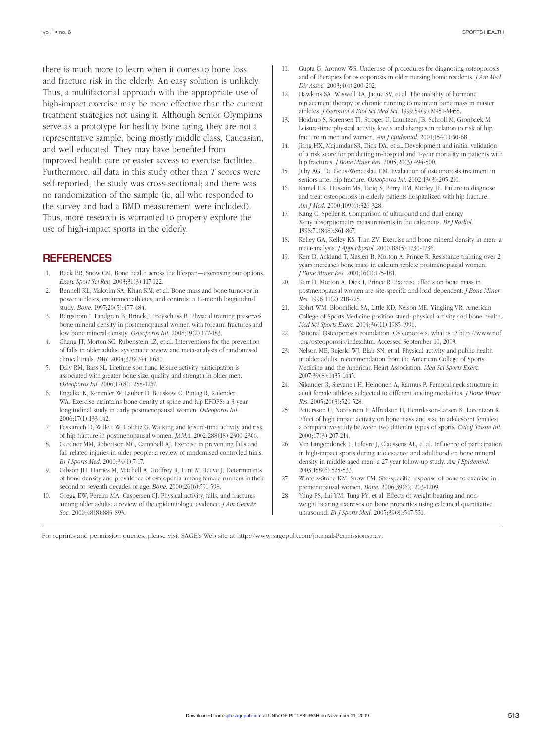there is much more to learn when it comes to bone loss and fracture risk in the elderly. An easy solution is unlikely. Thus, a multifactorial approach with the appropriate use of high-impact exercise may be more effective than the current treatment strategies not using it. Although Senior Olympians serve as a prototype for healthy bone aging, they are not a representative sample, being mostly middle class, Caucasian, and well educated. They may have benefited from improved health care or easier access to exercise facilities. Furthermore, all data in this study other than *T* scores were self-reported; the study was cross-sectional; and there was no randomization of the sample (ie, all who responded to the survey and had a BMD measurement were included). Thus, more research is warranted to properly explore the use of high-impact sports in the elderly.

## REFERENCES

1. Beck BR, Snow CM. Bone health across the lifespan—exercising our options. *Exerc Sport Sci Rev.* 2003;31(3):117-122.
2. Bennell KL, Malcolm SA, Khan KM, et al. Bone mass and bone turnover in power athletes, endurance athletes, and controls: a 12-month longitudinal study. *Bone.* 1997;20(5):477-484.
3. Bergstrom I, Landgren B, Brinck J, Freyschuss B. Physical training preserves bone mineral density in postmenopausal women with forearm fractures and low bone mineral density. *Osteoporos Int.* 2008;19(2):177-183.
4. Chang JT, Morton SC, Rubenstein LZ, et al. Interventions for the prevention of falls in older adults: systematic review and meta-analysis of randomised clinical trials. *BMJ.* 2004;328(7441):680.
5. Daly RM, Bass SL. Lifetime sport and leisure activity participation is associated with greater bone size, quality and strength in older men. *Osteoporos Int.* 2006;17(8):1258-1267.
6. Engelke K, Kemmler W, Lauber D, Beeskow C, Pintag R, Kalender WA. Exercise maintains bone density at spine and hip EFOPS: a 3-year longitudinal study in early postmenopausal women. *Osteoporos Int.* 2006;17(1):133-142.
7. Feskanich D, Willett W, Colditz G. Walking and leisure-time activity and risk of hip fracture in postmenopausal women. *JAMA.* 2002;288(18):2300-2306.
8. Gardner MM, Robertson MC, Campbell AJ. Exercise in preventing falls and fall related injuries in older people: a review of randomised controlled trials. *Br J Sports Med.* 2000;34(1):7-17.
9. Gibson JH, Harries M, Mitchell A, Godfrey R, Lunt M, Reeve J. Determinants of bone density and prevalence of osteopenia among female runners in their second to seventh decades of age. *Bone.* 2000;26(6):591-598.
10. Gregg EW, Pereira MA, Caspersen CJ. Physical activity, falls, and fractures among older adults: a review of the epidemiologic evidence. *J Am Geriatr Soc.* 2000;48(8):883-893.
11. Gupta G, Aronow WS. Underuse of procedures for diagnosing osteoporosis and of therapies for osteoporosis in older nursing home residents. *J Am Med Dir Assoc.* 2003;4(4):200-202.
12. Hawkins SA, Wiswell RA, Jaque SV, et al. The inability of hormone replacement therapy or chronic running to maintain bone mass in master athletes. *J Gerontol A Biol Sci Med Sci.* 1999;54(9):M451-M455.
13. Hoidrup S, Sorensen TI, Stroger U, Lauritzen JB, Schroll M, Gronbaek M. Leisure-time physical activity levels and changes in relation to risk of hip fracture in men and women. *Am J Epidemiol.* 2001;154(1):60-68.
14. Jiang HX, Majumdar SR, Dick DA, et al. Development and initial validation of a risk score for predicting in-hospital and 1-year mortality in patients with hip fractures. *J Bone Miner Res.* 2005;20(3):494-500.
15. Juby AG, De Geus-Wenceslau CM. Evaluation of osteoporosis treatment in seniors after hip fracture. *Osteoporos Int.* 2002;13(3):205-210.
16. Kamel HK, Hussain MS, Tariq S, Perry HM, Morley JE. Failure to diagnose and treat osteoporosis in elderly patients hospitalized with hip fracture. *Am J Med.* 2000;109(4):326-328.
17. Kang C, Speller R. Comparison of ultrasound and dual energy X-ray absorptiometry measurements in the calcaneus. *Br J Radiol.* 1998;71(848):861-867.
18. Kelley GA, Kelley KS, Tran ZV. Exercise and bone mineral density in men: a meta-analysis. *J Appl Physiol.* 2000;88(5):1730-1736.
19. Kerr D, Ackland T, Maslen B, Morton A, Prince R. Resistance training over 2 years increases bone mass in calcium-replete postmenopausal women. *J Bone Miner Res.* 2001;16(1):175-181.
20. Kerr D, Morton A, Dick I, Prince R. Exercise effects on bone mass in postmenopausal women are site-specific and load-dependent. *J Bone Miner Res.* 1996;11(2):218-225.
21. Kohrt WM, Bloomfield SA, Little KD, Nelson ME, Yingling VR. American College of Sports Medicine position stand: physical activity and bone health. *Med Sci Sports Exerc.* 2004;36(11):1985-1996.
22. National Osteoporosis Foundation. Osteoporosis: what is it? http://www.nof.org/osteoporosis/index.htm. Accessed September 10, 2009.
23. Nelson ME, Rejeski WJ, Blair SN, et al. Physical activity and public health in older adults: recommendation from the American College of Sports Medicine and the American Heart Association. *Med Sci Sports Exerc.* 2007;39(8):1435-1445.
24. Nikander R, Sievanen H, Heinonen A, Kannus P. Femoral neck structure in adult female athletes subjected to different loading modalities. *J Bone Miner Res.* 2005;20(3):520-528.
25. Pettersson U, Nordstrom P, Alfredson H, Henriksson-Larsen K, Lorentzon R. Effect of high impact activity on bone mass and size in adolescent females: a comparative study between two different types of sports. *Calcif Tissue Int.* 2000;67(3):207-214.
26. Van Langendonck L, Lefevre J, Claessens AL, et al. Influence of participation in high-impact sports during adolescence and adulthood on bone mineral density in middle-aged men: a 27-year follow-up study. *Am J Epidemiol.* 2003;158(6):525-533.
27. Winters-Stone KM, Snow CM. Site-specific response of bone to exercise in premenopausal women. *Bone.* 2006;39(6):1203-1209.
28. Yung PS, Lai YM, Tung PY, et al. Effects of weight bearing and non-weight bearing exercises on bone properties using calcaneal quantitative ultrasound. *Br J Sports Med.* 2005;39(8):547-551.

For reprints and permission queries, please visit SAGE's Web site at http://www.sagepub.com/journalsPermissions.nav.